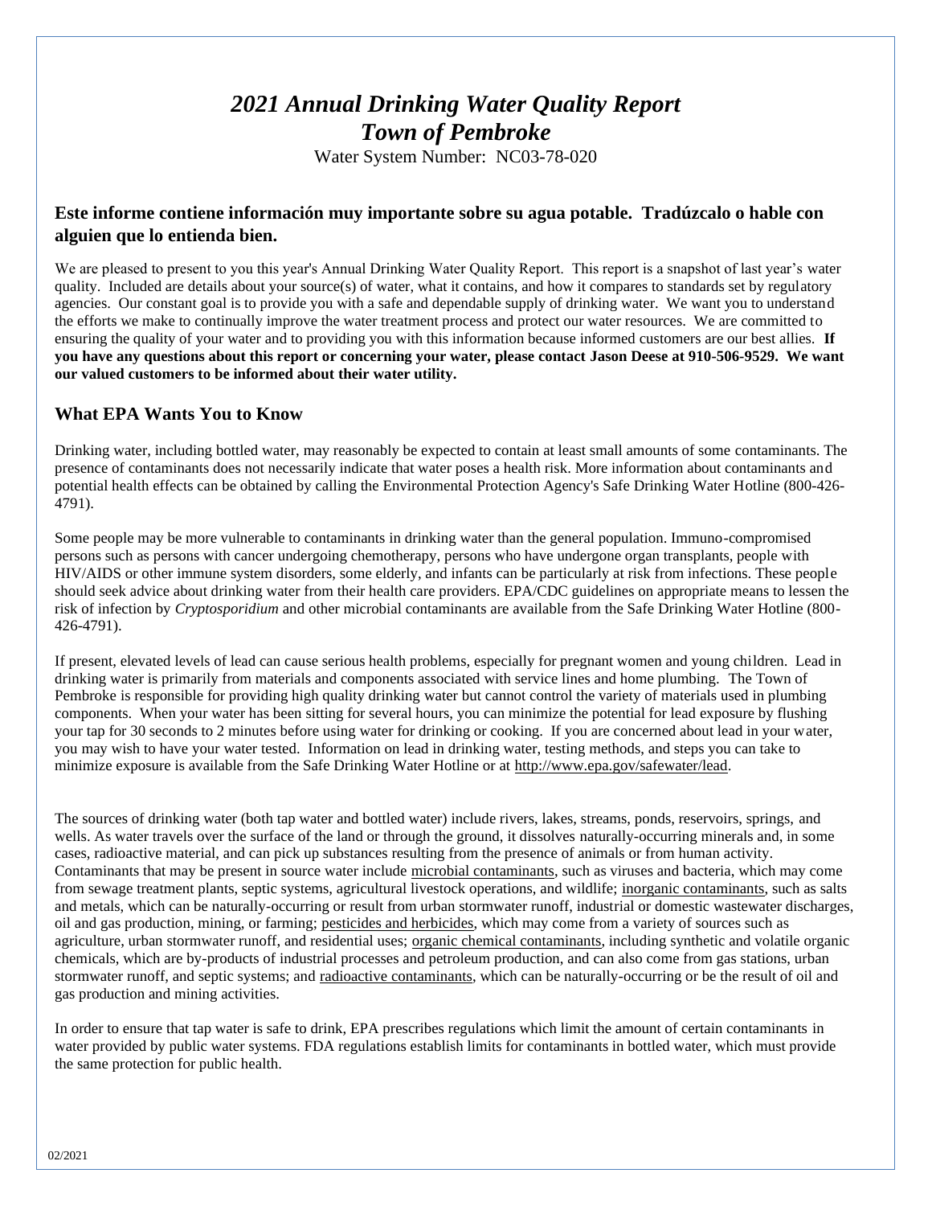# *2021 Annual Drinking Water Quality Report*
# *Town of Pembroke*

Water System Number: NC03-78-020

### Este informe contiene información muy importante sobre su agua potable. Tradúzcalo o hable con alguien que lo entienda bien.

We are pleased to present to you this year's Annual Drinking Water Quality Report. This report is a snapshot of last year's water quality. Included are details about your source(s) of water, what it contains, and how it compares to standards set by regulatory agencies. Our constant goal is to provide you with a safe and dependable supply of drinking water. We want you to understand the efforts we make to continually improve the water treatment process and protect our water resources. We are committed to ensuring the quality of your water and to providing you with this information because informed customers are our best allies. **If you have any questions about this report or concerning your water, please contact Jason Deese at 910-506-9529. We want our valued customers to be informed about their water utility.**

## What EPA Wants You to Know

Drinking water, including bottled water, may reasonably be expected to contain at least small amounts of some contaminants. The presence of contaminants does not necessarily indicate that water poses a health risk. More information about contaminants and potential health effects can be obtained by calling the Environmental Protection Agency's Safe Drinking Water Hotline (800-426-4791).

Some people may be more vulnerable to contaminants in drinking water than the general population. Immuno-compromised persons such as persons with cancer undergoing chemotherapy, persons who have undergone organ transplants, people with HIV/AIDS or other immune system disorders, some elderly, and infants can be particularly at risk from infections. These people should seek advice about drinking water from their health care providers. EPA/CDC guidelines on appropriate means to lessen the risk of infection by *Cryptosporidium* and other microbial contaminants are available from the Safe Drinking Water Hotline (800-426-4791).

If present, elevated levels of lead can cause serious health problems, especially for pregnant women and young children. Lead in drinking water is primarily from materials and components associated with service lines and home plumbing. The Town of Pembroke is responsible for providing high quality drinking water but cannot control the variety of materials used in plumbing components. When your water has been sitting for several hours, you can minimize the potential for lead exposure by flushing your tap for 30 seconds to 2 minutes before using water for drinking or cooking. If you are concerned about lead in your water, you may wish to have your water tested. Information on lead in drinking water, testing methods, and steps you can take to minimize exposure is available from the Safe Drinking Water Hotline or at http://www.epa.gov/safewater/lead.

The sources of drinking water (both tap water and bottled water) include rivers, lakes, streams, ponds, reservoirs, springs, and wells. As water travels over the surface of the land or through the ground, it dissolves naturally-occurring minerals and, in some cases, radioactive material, and can pick up substances resulting from the presence of animals or from human activity. Contaminants that may be present in source water include microbial contaminants, such as viruses and bacteria, which may come from sewage treatment plants, septic systems, agricultural livestock operations, and wildlife; inorganic contaminants, such as salts and metals, which can be naturally-occurring or result from urban stormwater runoff, industrial or domestic wastewater discharges, oil and gas production, mining, or farming; pesticides and herbicides, which may come from a variety of sources such as agriculture, urban stormwater runoff, and residential uses; organic chemical contaminants, including synthetic and volatile organic chemicals, which are by-products of industrial processes and petroleum production, and can also come from gas stations, urban stormwater runoff, and septic systems; and radioactive contaminants, which can be naturally-occurring or be the result of oil and gas production and mining activities.

In order to ensure that tap water is safe to drink, EPA prescribes regulations which limit the amount of certain contaminants in water provided by public water systems. FDA regulations establish limits for contaminants in bottled water, which must provide the same protection for public health.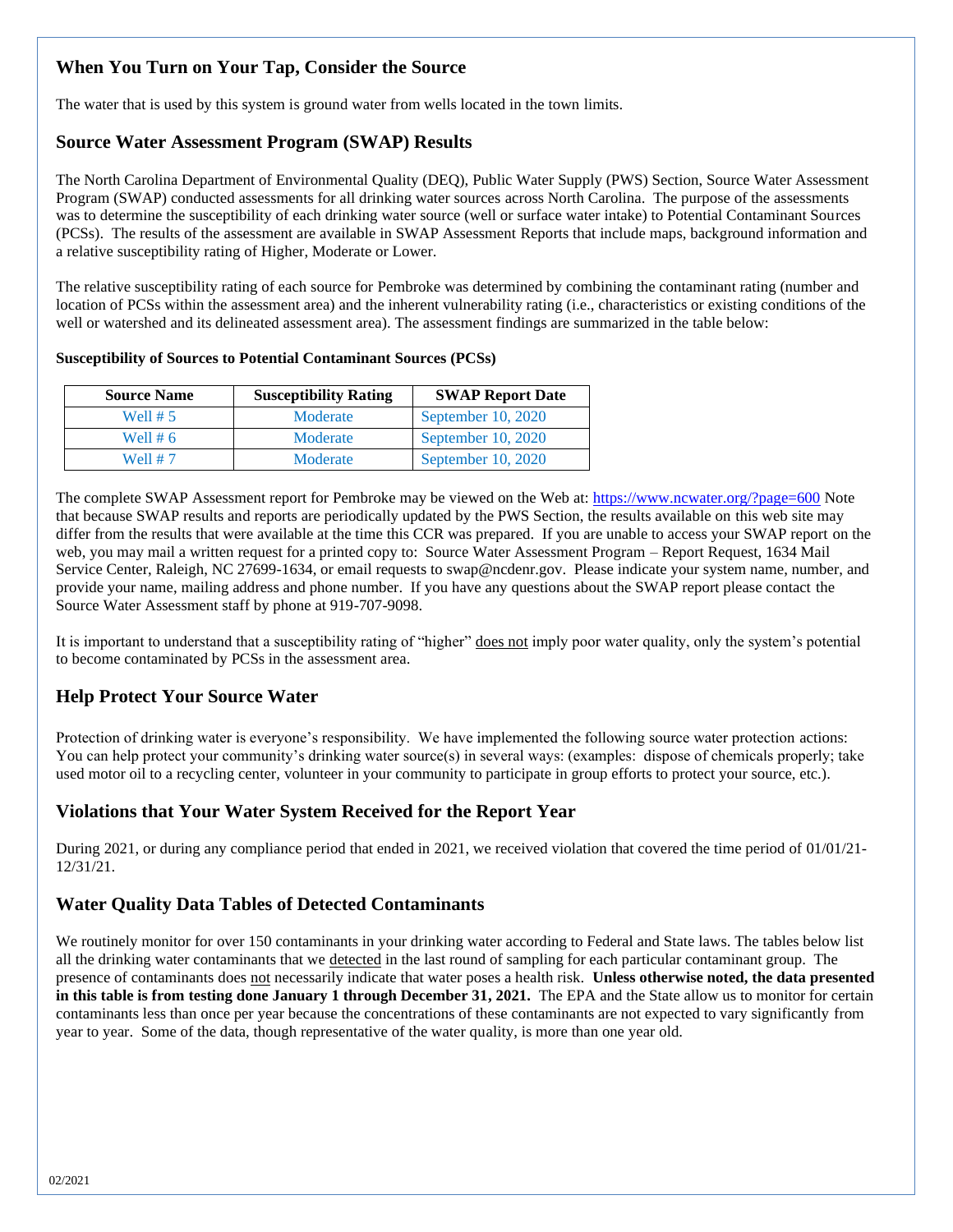## When You Turn on Your Tap, Consider the Source

The water that is used by this system is ground water from wells located in the town limits.

## Source Water Assessment Program (SWAP) Results

The North Carolina Department of Environmental Quality (DEQ), Public Water Supply (PWS) Section, Source Water Assessment Program (SWAP) conducted assessments for all drinking water sources across North Carolina. The purpose of the assessments was to determine the susceptibility of each drinking water source (well or surface water intake) to Potential Contaminant Sources (PCSs). The results of the assessment are available in SWAP Assessment Reports that include maps, background information and a relative susceptibility rating of Higher, Moderate or Lower.

The relative susceptibility rating of each source for Pembroke was determined by combining the contaminant rating (number and location of PCSs within the assessment area) and the inherent vulnerability rating (i.e., characteristics or existing conditions of the well or watershed and its delineated assessment area). The assessment findings are summarized in the table below:

**Susceptibility of Sources to Potential Contaminant Sources (PCSs)**

| Source Name | Susceptibility Rating | SWAP Report Date |
|---|---|---|
| Well # 5 | Moderate | September 10, 2020 |
| Well # 6 | Moderate | September 10, 2020 |
| Well # 7 | Moderate | September 10, 2020 |

The complete SWAP Assessment report for Pembroke may be viewed on the Web at: https://www.ncwater.org/?page=600 Note that because SWAP results and reports are periodically updated by the PWS Section, the results available on this web site may differ from the results that were available at the time this CCR was prepared. If you are unable to access your SWAP report on the web, you may mail a written request for a printed copy to: Source Water Assessment Program – Report Request, 1634 Mail Service Center, Raleigh, NC 27699-1634, or email requests to swap@ncdenr.gov. Please indicate your system name, number, and provide your name, mailing address and phone number. If you have any questions about the SWAP report please contact the Source Water Assessment staff by phone at 919-707-9098.

It is important to understand that a susceptibility rating of "higher" does not imply poor water quality, only the system's potential to become contaminated by PCSs in the assessment area.

## Help Protect Your Source Water

Protection of drinking water is everyone's responsibility. We have implemented the following source water protection actions: You can help protect your community's drinking water source(s) in several ways: (examples: dispose of chemicals properly; take used motor oil to a recycling center, volunteer in your community to participate in group efforts to protect your source, etc.).

## Violations that Your Water System Received for the Report Year

During 2021, or during any compliance period that ended in 2021, we received violation that covered the time period of 01/01/21-12/31/21.

## Water Quality Data Tables of Detected Contaminants

We routinely monitor for over 150 contaminants in your drinking water according to Federal and State laws. The tables below list all the drinking water contaminants that we detected in the last round of sampling for each particular contaminant group. The presence of contaminants does not necessarily indicate that water poses a health risk. **Unless otherwise noted, the data presented in this table is from testing done January 1 through December 31, 2021.** The EPA and the State allow us to monitor for certain contaminants less than once per year because the concentrations of these contaminants are not expected to vary significantly from year to year. Some of the data, though representative of the water quality, is more than one year old.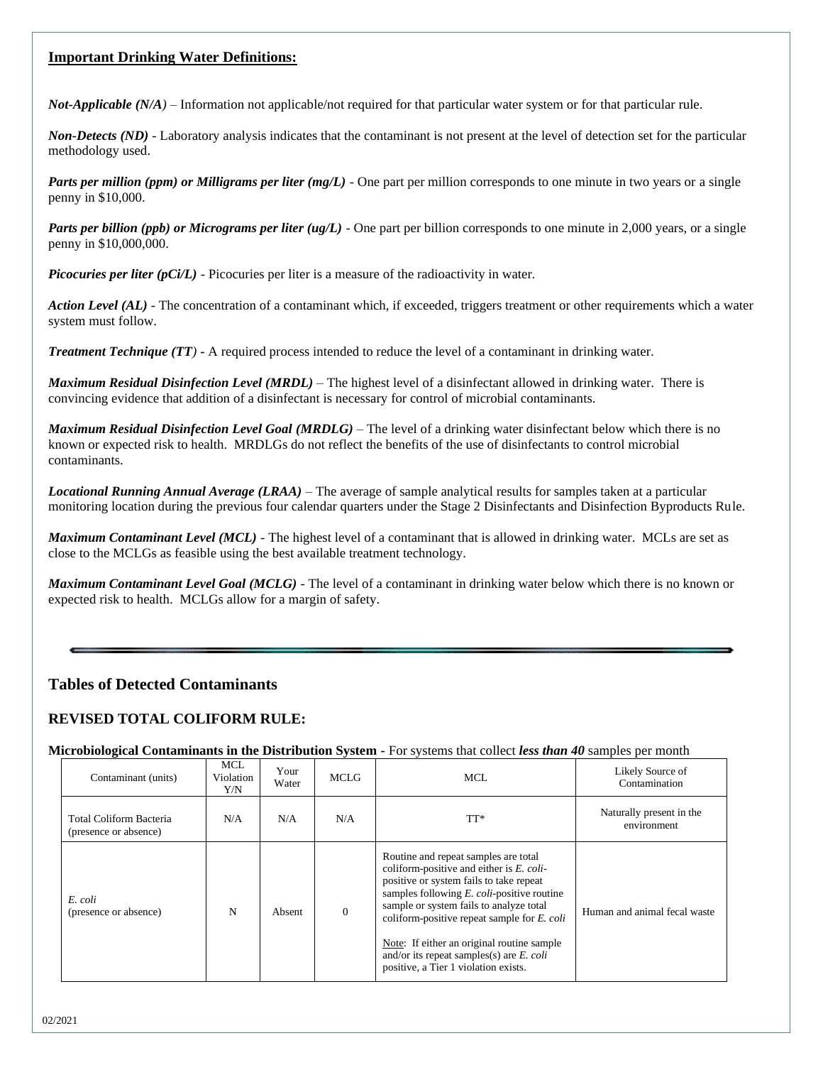## Important Drinking Water Definitions:

***Not-Applicable (N/A)*** – Information not applicable/not required for that particular water system or for that particular rule.

***Non-Detects (ND)*** - Laboratory analysis indicates that the contaminant is not present at the level of detection set for the particular methodology used.

***Parts per million (ppm) or Milligrams per liter (mg/L)*** - One part per million corresponds to one minute in two years or a single penny in $10,000.

***Parts per billion (ppb) or Micrograms per liter (ug/L)*** - One part per billion corresponds to one minute in 2,000 years, or a single penny in $10,000,000.

***Picocuries per liter (pCi/L)*** - Picocuries per liter is a measure of the radioactivity in water.

***Action Level (AL)*** - The concentration of a contaminant which, if exceeded, triggers treatment or other requirements which a water system must follow.

***Treatment Technique (TT)*** - A required process intended to reduce the level of a contaminant in drinking water.

***Maximum Residual Disinfection Level (MRDL)*** – The highest level of a disinfectant allowed in drinking water. There is convincing evidence that addition of a disinfectant is necessary for control of microbial contaminants.

***Maximum Residual Disinfection Level Goal (MRDLG)*** – The level of a drinking water disinfectant below which there is no known or expected risk to health. MRDLGs do not reflect the benefits of the use of disinfectants to control microbial contaminants.

***Locational Running Annual Average (LRAA)*** – The average of sample analytical results for samples taken at a particular monitoring location during the previous four calendar quarters under the Stage 2 Disinfectants and Disinfection Byproducts Rule.

***Maximum Contaminant Level (MCL)*** - The highest level of a contaminant that is allowed in drinking water. MCLs are set as close to the MCLGs as feasible using the best available treatment technology.

***Maximum Contaminant Level Goal (MCLG)*** - The level of a contaminant in drinking water below which there is no known or expected risk to health. MCLGs allow for a margin of safety.

---

## Tables of Detected Contaminants

## REVISED TOTAL COLIFORM RULE:

**Microbiological Contaminants in the Distribution System -** For systems that collect ***less than 40*** samples per month

| Contaminant (units) | MCL Violation Y/N | Your Water | MCLG | MCL | Likely Source of Contamination |
|---|---|---|---|---|---|
| Total Coliform Bacteria (presence or absence) | N/A | N/A | N/A | TT* | Naturally present in the environment |
| *E. coli* (presence or absence) | N | Absent | 0 | Routine and repeat samples are total coliform-positive and either is *E. coli*-positive or system fails to take repeat samples following *E. coli*-positive routine sample or system fails to analyze total coliform-positive repeat sample for *E. coli*<br><br><u>Note</u>: If either an original routine sample and/or its repeat samples(s) are *E. coli* positive, a Tier 1 violation exists. | Human and animal fecal waste |

02/2021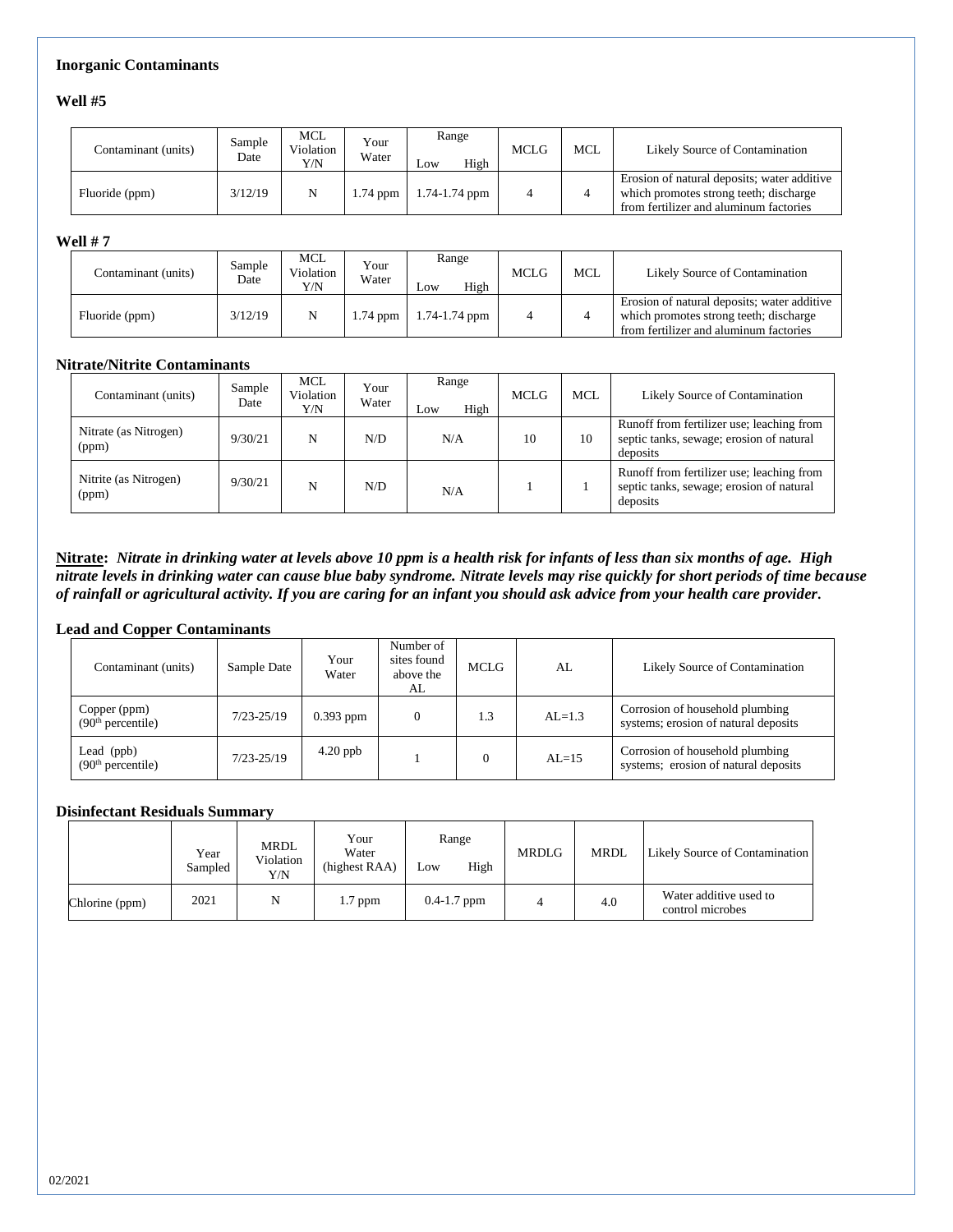**Inorganic Contaminants**

**Well #5**

| Contaminant (units) | Sample Date | MCL Violation Y/N | Your Water | Range Low High | MCLG | MCL | Likely Source of Contamination |
|---|---|---|---|---|---|---|---|
| Fluoride (ppm) | 3/12/19 | N | 1.74 ppm | 1.74-1.74 ppm | 4 | 4 | Erosion of natural deposits; water additive which promotes strong teeth; discharge from fertilizer and aluminum factories |

**Well # 7**

| Contaminant (units) | Sample Date | MCL Violation Y/N | Your Water | Range Low High | MCLG | MCL | Likely Source of Contamination |
|---|---|---|---|---|---|---|---|
| Fluoride (ppm) | 3/12/19 | N | 1.74 ppm | 1.74-1.74 ppm | 4 | 4 | Erosion of natural deposits; water additive which promotes strong teeth; discharge from fertilizer and aluminum factories |

**Nitrate/Nitrite Contaminants**

| Contaminant (units) | Sample Date | MCL Violation Y/N | Your Water | Range Low High | MCLG | MCL | Likely Source of Contamination |
|---|---|---|---|---|---|---|---|
| Nitrate (as Nitrogen) (ppm) | 9/30/21 | N | N/D | N/A | 10 | 10 | Runoff from fertilizer use; leaching from septic tanks, sewage; erosion of natural deposits |
| Nitrite (as Nitrogen) (ppm) | 9/30/21 | N | N/D | N/A | 1 | 1 | Runoff from fertilizer use; leaching from septic tanks, sewage; erosion of natural deposits |

**Nitrate:** ***Nitrate in drinking water at levels above 10 ppm is a health risk for infants of less than six months of age. High nitrate levels in drinking water can cause blue baby syndrome. Nitrate levels may rise quickly for short periods of time because of rainfall or agricultural activity. If you are caring for an infant you should ask advice from your health care provider.***

**Lead and Copper Contaminants**

| Contaminant (units) | Sample Date | Your Water | Number of sites found above the AL | MCLG | AL | Likely Source of Contamination |
|---|---|---|---|---|---|---|
| Copper (ppm) (90th percentile) | 7/23-25/19 | 0.393 ppm | 0 | 1.3 | AL=1.3 | Corrosion of household plumbing systems; erosion of natural deposits |
| Lead (ppb) (90th percentile) | 7/23-25/19 | 4.20 ppb | 1 | 0 | AL=15 | Corrosion of household plumbing systems; erosion of natural deposits |

**Disinfectant Residuals Summary**

| | Year Sampled | MRDL Violation Y/N | Your Water (highest RAA) | Range Low High | MRDLG | MRDL | Likely Source of Contamination |
|---|---|---|---|---|---|---|---|
| Chlorine (ppm) | 2021 | N | 1.7 ppm | 0.4-1.7 ppm | 4 | 4.0 | Water additive used to control microbes |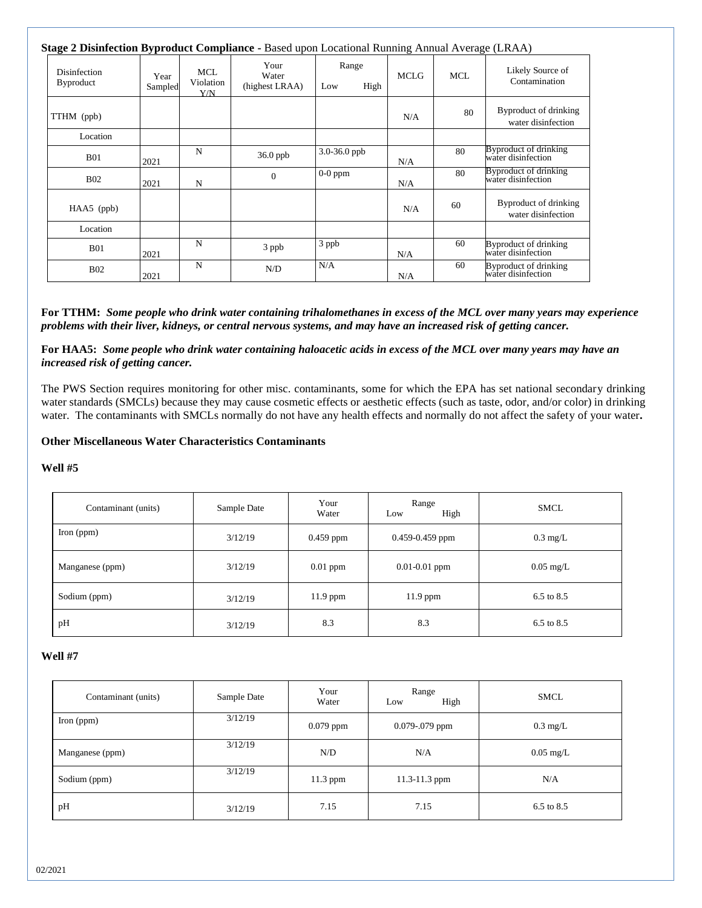**Stage 2 Disinfection Byproduct Compliance -** Based upon Locational Running Annual Average (LRAA)

| Disinfection Byproduct | Year Sampled | MCL Violation Y/N | Your Water (highest LRAA) | Range Low High | MCLG | MCL | Likely Source of Contamination |
|---|---|---|---|---|---|---|---|
| TTHM (ppb) | | | | | N/A | 80 | Byproduct of drinking water disinfection |
| Location | | | | | | | |
| B01 | 2021 | N | 36.0 ppb | 3.0-36.0 ppb | N/A | 80 | Byproduct of drinking water disinfection |
| B02 | 2021 | N | 0 | 0-0 ppm | N/A | 80 | Byproduct of drinking water disinfection |
| HAA5 (ppb) | | | | | N/A | 60 | Byproduct of drinking water disinfection |
| Location | | | | | | | |
| B01 | 2021 | N | 3 ppb | 3 ppb | N/A | 60 | Byproduct of drinking water disinfection |
| B02 | 2021 | N | N/D | N/A | N/A | 60 | Byproduct of drinking water disinfection |

**For TTHM:** ***Some people who drink water containing trihalomethanes in excess of the MCL over many years may experience problems with their liver, kidneys, or central nervous systems, and may have an increased risk of getting cancer.***

**For HAA5:** ***Some people who drink water containing haloacetic acids in excess of the MCL over many years may have an increased risk of getting cancer.***

The PWS Section requires monitoring for other misc. contaminants, some for which the EPA has set national secondary drinking water standards (SMCLs) because they may cause cosmetic effects or aesthetic effects (such as taste, odor, and/or color) in drinking water. The contaminants with SMCLs normally do not have any health effects and normally do not affect the safety of your water**.**

**Other Miscellaneous Water Characteristics Contaminants**

**Well #5**

| Contaminant (units) | Sample Date | Your Water | Range Low High | SMCL |
|---|---|---|---|---|
| Iron (ppm) | 3/12/19 | 0.459 ppm | 0.459-0.459 ppm | 0.3 mg/L |
| Manganese (ppm) | 3/12/19 | 0.01 ppm | 0.01-0.01 ppm | 0.05 mg/L |
| Sodium (ppm) | 3/12/19 | 11.9 ppm | 11.9 ppm | 6.5 to 8.5 |
| pH | 3/12/19 | 8.3 | 8.3 | 6.5 to 8.5 |

**Well #7**

| Contaminant (units) | Sample Date | Your Water | Range Low High | SMCL |
|---|---|---|---|---|
| Iron (ppm) | 3/12/19 | 0.079 ppm | 0.079-.079 ppm | 0.3 mg/L |
| Manganese (ppm) | 3/12/19 | N/D | N/A | 0.05 mg/L |
| Sodium (ppm) | 3/12/19 | 11.3 ppm | 11.3-11.3 ppm | N/A |
| pH | 3/12/19 | 7.15 | 7.15 | 6.5 to 8.5 |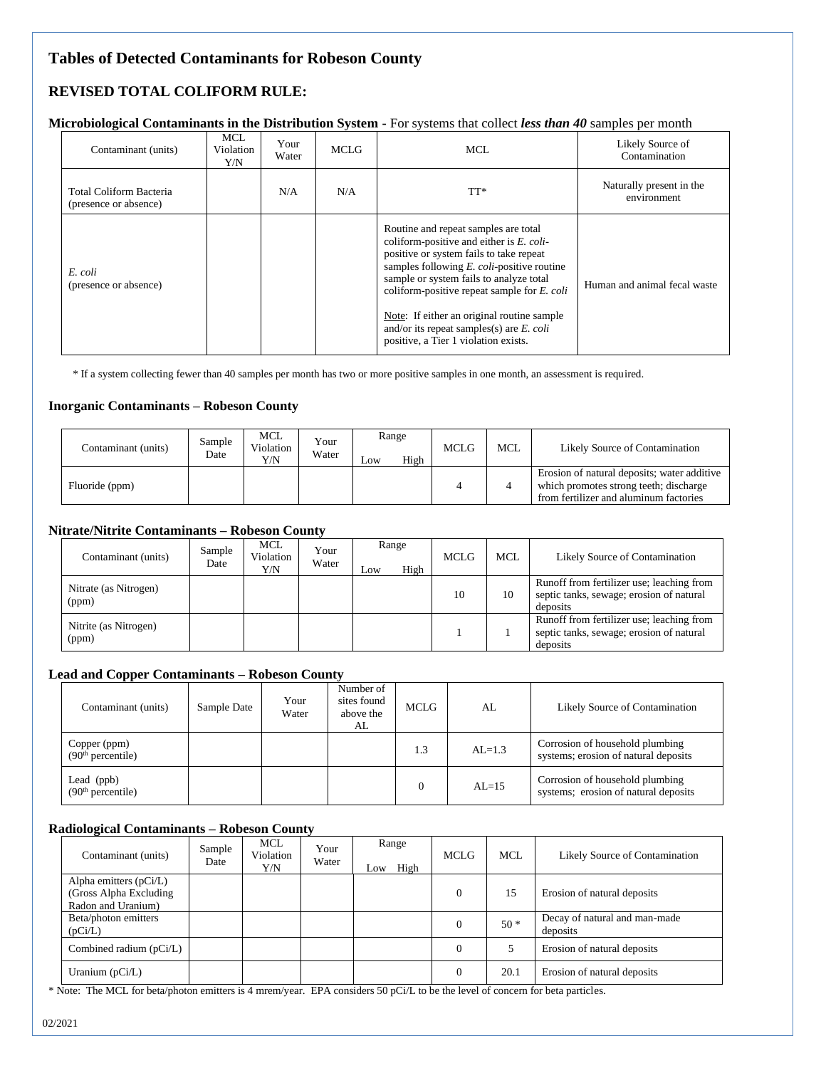# Tables of Detected Contaminants for Robeson County

## REVISED TOTAL COLIFORM RULE:

### Microbiological Contaminants in the Distribution System - For systems that collect *less than 40* samples per month

| Contaminant (units) | MCL Violation Y/N | Your Water | MCLG | MCL | Likely Source of Contamination |
|---|---|---|---|---|---|
| Total Coliform Bacteria (presence or absence) | | N/A | N/A | TT* | Naturally present in the environment |
| *E. coli* (presence or absence) | | | | Routine and repeat samples are total coliform-positive and either is *E. coli*-positive or system fails to take repeat samples following *E. coli*-positive routine sample or system fails to analyze total coliform-positive repeat sample for *E. coli*<br><br>Note: If either an original routine sample and/or its repeat samples(s) are *E. coli* positive, a Tier 1 violation exists. | Human and animal fecal waste |

* If a system collecting fewer than 40 samples per month has two or more positive samples in one month, an assessment is required.

### Inorganic Contaminants – Robeson County

| Contaminant (units) | Sample Date | MCL Violation Y/N | Your Water | Range Low | Range High | MCLG | MCL | Likely Source of Contamination |
|---|---|---|---|---|---|---|---|---|
| Fluoride (ppm) | | | | | | 4 | 4 | Erosion of natural deposits; water additive which promotes strong teeth; discharge from fertilizer and aluminum factories |

### Nitrate/Nitrite Contaminants – Robeson County

| Contaminant (units) | Sample Date | MCL Violation Y/N | Your Water | Range Low | Range High | MCLG | MCL | Likely Source of Contamination |
|---|---|---|---|---|---|---|---|---|
| Nitrate (as Nitrogen) (ppm) | | | | | | 10 | 10 | Runoff from fertilizer use; leaching from septic tanks, sewage; erosion of natural deposits |
| Nitrite (as Nitrogen) (ppm) | | | | | | 1 | 1 | Runoff from fertilizer use; leaching from septic tanks, sewage; erosion of natural deposits |

### Lead and Copper Contaminants – Robeson County

| Contaminant (units) | Sample Date | Your Water | Number of sites found above the AL | MCLG | AL | Likely Source of Contamination |
|---|---|---|---|---|---|---|
| Copper (ppm) (90th percentile) | | | | 1.3 | AL=1.3 | Corrosion of household plumbing systems; erosion of natural deposits |
| Lead (ppb) (90th percentile) | | | | 0 | AL=15 | Corrosion of household plumbing systems; erosion of natural deposits |

### Radiological Contaminants – Robeson County

| Contaminant (units) | Sample Date | MCL Violation Y/N | Your Water | Range Low | Range High | MCLG | MCL | Likely Source of Contamination |
|---|---|---|---|---|---|---|---|---|
| Alpha emitters (pCi/L) (Gross Alpha Excluding Radon and Uranium) | | | | | | 0 | 15 | Erosion of natural deposits |
| Beta/photon emitters (pCi/L) | | | | | | 0 | 50 * | Decay of natural and man-made deposits |
| Combined radium (pCi/L) | | | | | | 0 | 5 | Erosion of natural deposits |
| Uranium (pCi/L) | | | | | | 0 | 20.1 | Erosion of natural deposits |

* Note: The MCL for beta/photon emitters is 4 mrem/year. EPA considers 50 pCi/L to be the level of concern for beta particles.

02/2021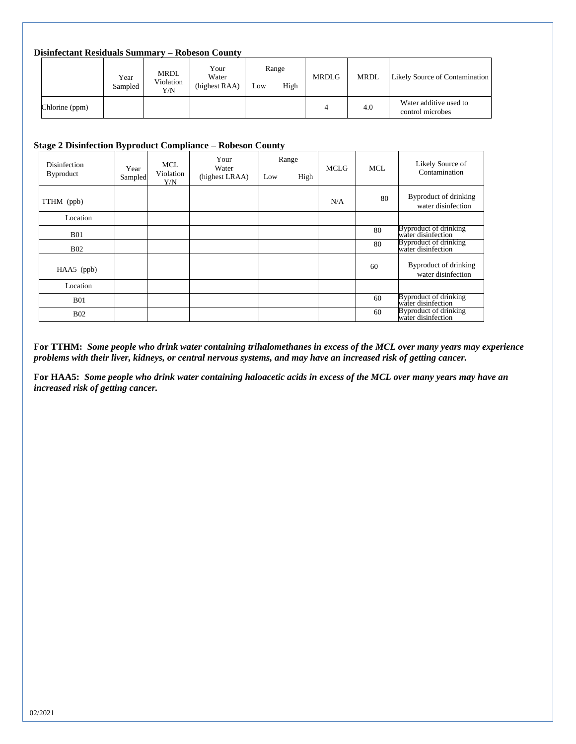**Disinfectant Residuals Summary – Robeson County**

| | Year Sampled | MRDL Violation Y/N | Your Water (highest RAA) | Range | | MRDLG | MRDL | Likely Source of Contamination |
|---|---|---|---|---|---|---|---|---|
| | | | | Low | High | | | |
| Chlorine (ppm) | | | | | | 4 | 4.0 | Water additive used to control microbes |

**Stage 2 Disinfection Byproduct Compliance – Robeson County**

| Disinfection Byproduct | Year Sampled | MCL Violation Y/N | Your Water (highest LRAA) | Range | | MCLG | MCL | Likely Source of Contamination |
|---|---|---|---|---|---|---|---|---|
| | | | | Low | High | | | |
| TTHM (ppb) | | | | | | N/A | 80 | Byproduct of drinking water disinfection |
| Location | | | | | | | | |
| B01 | | | | | | | 80 | Byproduct of drinking water disinfection |
| B02 | | | | | | | 80 | Byproduct of drinking water disinfection |
| HAA5 (ppb) | | | | | | | 60 | Byproduct of drinking water disinfection |
| Location | | | | | | | | |
| B01 | | | | | | | 60 | Byproduct of drinking water disinfection |
| B02 | | | | | | | 60 | Byproduct of drinking water disinfection |

**For TTHM:** ***Some people who drink water containing trihalomethanes in excess of the MCL over many years may experience problems with their liver, kidneys, or central nervous systems, and may have an increased risk of getting cancer.***

**For HAA5:** ***Some people who drink water containing haloacetic acids in excess of the MCL over many years may have an increased risk of getting cancer.***

02/2021